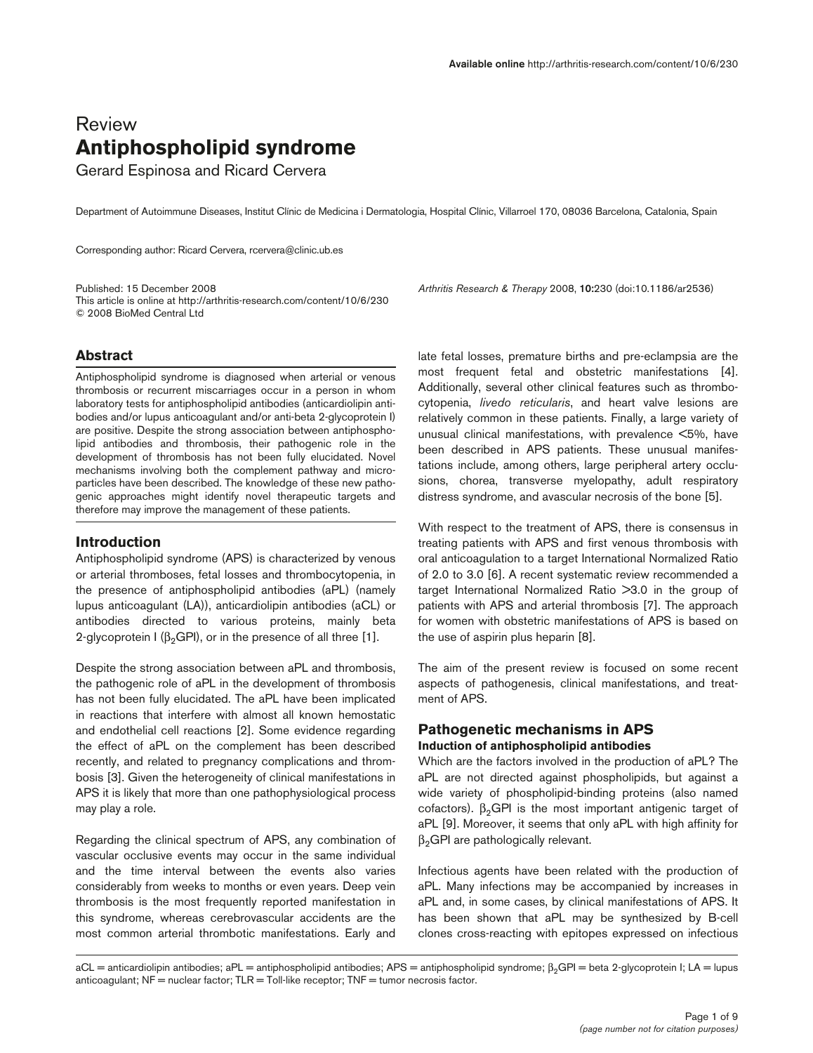Review

# Antiphospholipid syndrome

Gerard Espinosa and Ricard Cervera

Department of Autoimmune Diseases, Institut Clínic de Medicina i Dermatologia, Hospital Clínic, Villarroel 170, 08036 Barcelona, Catalonia, Spain

Corresponding author: Ricard Cervera, rcervera@clinic.ub.es

Published: 15 December 2008
This article is online at http://arthritis-research.com/content/10/6/230
© 2008 BioMed Central Ltd

*Arthritis Research & Therapy* 2008, **10**:230 (doi:10.1186/ar2536)

## Abstract

Antiphospholipid syndrome is diagnosed when arterial or venous thrombosis or recurrent miscarriages occur in a person in whom laboratory tests for antiphospholipid antibodies (anticardiolipin antibodies and/or lupus anticoagulant and/or anti-beta 2-glycoprotein I) are positive. Despite the strong association between antiphospholipid antibodies and thrombosis, their pathogenic role in the development of thrombosis has not been fully elucidated. Novel mechanisms involving both the complement pathway and microparticles have been described. The knowledge of these new pathogenic approaches might identify novel therapeutic targets and therefore may improve the management of these patients.

## Introduction

Antiphospholipid syndrome (APS) is characterized by venous or arterial thromboses, fetal losses and thrombocytopenia, in the presence of antiphospholipid antibodies (aPL) (namely lupus anticoagulant (LA)), anticardiolipin antibodies (aCL) or antibodies directed to various proteins, mainly beta 2-glycoprotein I ($\beta_2$GPI), or in the presence of all three [1].

Despite the strong association between aPL and thrombosis, the pathogenic role of aPL in the development of thrombosis has not been fully elucidated. The aPL have been implicated in reactions that interfere with almost all known hemostatic and endothelial cell reactions [2]. Some evidence regarding the effect of aPL on the complement has been described recently, and related to pregnancy complications and thrombosis [3]. Given the heterogeneity of clinical manifestations in APS it is likely that more than one pathophysiological process may play a role.

Regarding the clinical spectrum of APS, any combination of vascular occlusive events may occur in the same individual and the time interval between the events also varies considerably from weeks to months or even years. Deep vein thrombosis is the most frequently reported manifestation in this syndrome, whereas cerebrovascular accidents are the most common arterial thrombotic manifestations. Early and late fetal losses, premature births and pre-eclampsia are the most frequent fetal and obstetric manifestations [4]. Additionally, several other clinical features such as thrombocytopenia, *livedo reticularis*, and heart valve lesions are relatively common in these patients. Finally, a large variety of unusual clinical manifestations, with prevalence <5%, have been described in APS patients. These unusual manifestations include, among others, large peripheral artery occlusions, chorea, transverse myelopathy, adult respiratory distress syndrome, and avascular necrosis of the bone [5].

With respect to the treatment of APS, there is consensus in treating patients with APS and first venous thrombosis with oral anticoagulation to a target International Normalized Ratio of 2.0 to 3.0 [6]. A recent systematic review recommended a target International Normalized Ratio >3.0 in the group of patients with APS and arterial thrombosis [7]. The approach for women with obstetric manifestations of APS is based on the use of aspirin plus heparin [8].

The aim of the present review is focused on some recent aspects of pathogenesis, clinical manifestations, and treatment of APS.

## Pathogenetic mechanisms in APS

### Induction of antiphospholipid antibodies

Which are the factors involved in the production of aPL? The aPL are not directed against phospholipids, but against a wide variety of phospholipid-binding proteins (also named cofactors). $\beta_2$GPI is the most important antigenic target of aPL [9]. Moreover, it seems that only aPL with high affinity for $\beta_2$GPI are pathologically relevant.

Infectious agents have been related with the production of aPL. Many infections may be accompanied by increases in aPL and, in some cases, by clinical manifestations of APS. It has been shown that aPL may be synthesized by B-cell clones cross-reacting with epitopes expressed on infectious

aCL = anticardiolipin antibodies; aPL = antiphospholipid antibodies; APS = antiphospholipid syndrome; $\beta_2$GPI = beta 2-glycoprotein I; LA = lupus anticoagulant; NF = nuclear factor; TLR = Toll-like receptor; TNF = tumor necrosis factor.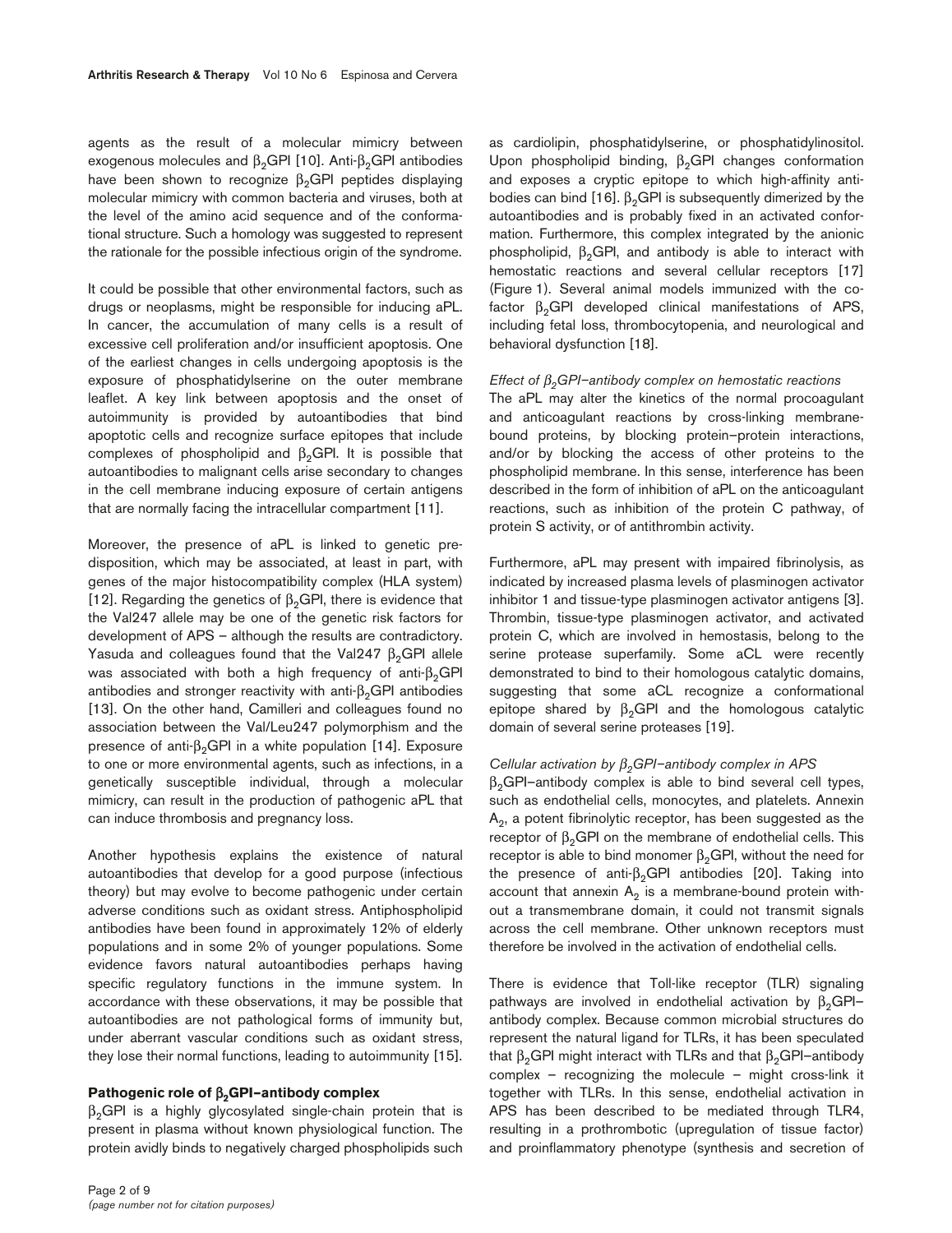agents as the result of a molecular mimicry between exogenous molecules and $\beta_2$GPI [10]. Anti-$\beta_2$GPI antibodies have been shown to recognize $\beta_2$GPI peptides displaying molecular mimicry with common bacteria and viruses, both at the level of the amino acid sequence and of the conformational structure. Such a homology was suggested to represent the rationale for the possible infectious origin of the syndrome.

It could be possible that other environmental factors, such as drugs or neoplasms, might be responsible for inducing aPL. In cancer, the accumulation of many cells is a result of excessive cell proliferation and/or insufficient apoptosis. One of the earliest changes in cells undergoing apoptosis is the exposure of phosphatidylserine on the outer membrane leaflet. A key link between apoptosis and the onset of autoimmunity is provided by autoantibodies that bind apoptotic cells and recognize surface epitopes that include complexes of phospholipid and $\beta_2$GPI. It is possible that autoantibodies to malignant cells arise secondary to changes in the cell membrane inducing exposure of certain antigens that are normally facing the intracellular compartment [11].

Moreover, the presence of aPL is linked to genetic predisposition, which may be associated, at least in part, with genes of the major histocompatibility complex (HLA system) [12]. Regarding the genetics of $\beta_2$GPI, there is evidence that the Val247 allele may be one of the genetic risk factors for development of APS – although the results are contradictory. Yasuda and colleagues found that the Val247 $\beta_2$GPI allele was associated with both a high frequency of anti-$\beta_2$GPI antibodies and stronger reactivity with anti-$\beta_2$GPI antibodies [13]. On the other hand, Camilleri and colleagues found no association between the Val/Leu247 polymorphism and the presence of anti-$\beta_2$GPI in a white population [14]. Exposure to one or more environmental agents, such as infections, in a genetically susceptible individual, through a molecular mimicry, can result in the production of pathogenic aPL that can induce thrombosis and pregnancy loss.

Another hypothesis explains the existence of natural autoantibodies that develop for a good purpose (infectious theory) but may evolve to become pathogenic under certain adverse conditions such as oxidant stress. Antiphospholipid antibodies have been found in approximately 12% of elderly populations and in some 2% of younger populations. Some evidence favors natural autoantibodies perhaps having specific regulatory functions in the immune system. In accordance with these observations, it may be possible that autoantibodies are not pathological forms of immunity but, under aberrant vascular conditions such as oxidant stress, they lose their normal functions, leading to autoimmunity [15].

### Pathogenic role of $\beta_2$GPI–antibody complex

$\beta_2$GPI is a highly glycosylated single-chain protein that is present in plasma without known physiological function. The protein avidly binds to negatively charged phospholipids such as cardiolipin, phosphatidylserine, or phosphatidylinositol. Upon phospholipid binding, $\beta_2$GPI changes conformation and exposes a cryptic epitope to which high-affinity antibodies can bind [16]. $\beta_2$GPI is subsequently dimerized by the autoantibodies and is probably fixed in an activated conformation. Furthermore, this complex integrated by the anionic phospholipid, $\beta_2$GPI, and antibody is able to interact with hemostatic reactions and several cellular receptors [17] (Figure 1). Several animal models immunized with the cofactor $\beta_2$GPI developed clinical manifestations of APS, including fetal loss, thrombocytopenia, and neurological and behavioral dysfunction [18].

#### *Effect of $\beta_2$GPI–antibody complex on hemostatic reactions*

The aPL may alter the kinetics of the normal procoagulant and anticoagulant reactions by cross-linking membrane-bound proteins, by blocking protein–protein interactions, and/or by blocking the access of other proteins to the phospholipid membrane. In this sense, interference has been described in the form of inhibition of aPL on the anticoagulant reactions, such as inhibition of the protein C pathway, of protein S activity, or of antithrombin activity.

Furthermore, aPL may present with impaired fibrinolysis, as indicated by increased plasma levels of plasminogen activator inhibitor 1 and tissue-type plasminogen activator antigens [3]. Thrombin, tissue-type plasminogen activator, and activated protein C, which are involved in hemostasis, belong to the serine protease superfamily. Some aCL were recently demonstrated to bind to their homologous catalytic domains, suggesting that some aCL recognize a conformational epitope shared by $\beta_2$GPI and the homologous catalytic domain of several serine proteases [19].

#### *Cellular activation by $\beta_2$GPI–antibody complex in APS*

$\beta_2$GPI–antibody complex is able to bind several cell types, such as endothelial cells, monocytes, and platelets. Annexin $A_2$, a potent fibrinolytic receptor, has been suggested as the receptor of $\beta_2$GPI on the membrane of endothelial cells. This receptor is able to bind monomer $\beta_2$GPI, without the need for the presence of anti-$\beta_2$GPI antibodies [20]. Taking into account that annexin $A_2$ is a membrane-bound protein without a transmembrane domain, it could not transmit signals across the cell membrane. Other unknown receptors must therefore be involved in the activation of endothelial cells.

There is evidence that Toll-like receptor (TLR) signaling pathways are involved in endothelial activation by $\beta_2$GPI–antibody complex. Because common microbial structures do represent the natural ligand for TLRs, it has been speculated that $\beta_2$GPI might interact with TLRs and that $\beta_2$GPI–antibody complex – recognizing the molecule – might cross-link it together with TLRs. In this sense, endothelial activation in APS has been described to be mediated through TLR4, resulting in a prothrombotic (upregulation of tissue factor) and proinflammatory phenotype (synthesis and secretion of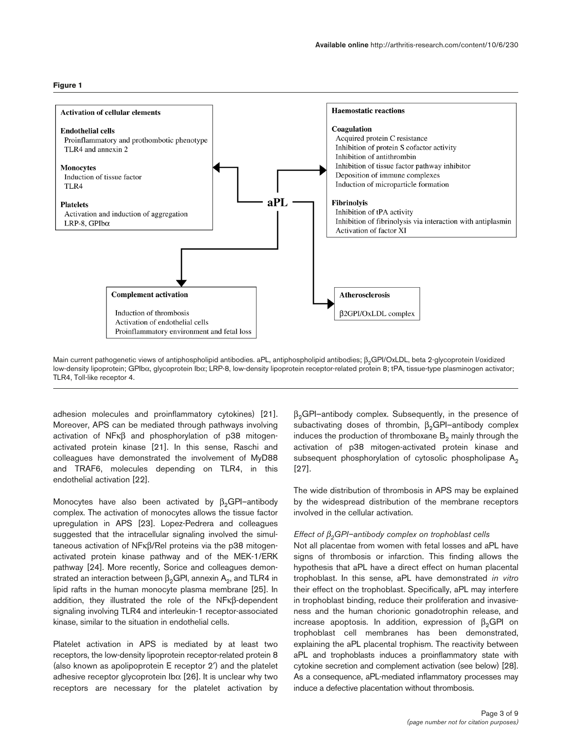**Figure 1**

**Activation of cellular elements**

**Endothelial cells**
Proinflammatory and prothombotic phenotype
TLR4 and annexin 2

**Monocytes**
Induction of tissue factor
TLR4

**Platelets**
Activation and induction of aggregation
LRP-8, GPIbα

**aPL**

**Haemostatic reactions**

**Coagulation**
Acquired protein C resistance
Inhibition of protein S cofactor activity
Inhibition of antithrombin
Inhibition of tissue factor pathway inhibitor
Deposition of immune complexes
Induction of microparticle formation

**Fibrinolyis**
Inhibition of tPA activity
Inhibition of fibrinolysis via interaction with antiplasmin
Activation of factor XI

**Complement activation**
Induction of thrombosis
Activation of endothelial cells
Proinflammatory environment and fetal loss

**Atherosclerosis**
β2GPI/OxLDL complex

Main current pathogenetic views of antiphospholipid antibodies. aPL, antiphospholipid antibodies; $\beta_2$GPI/OxLDL, beta 2-glycoprotein I/oxidized low-density lipoprotein; GPIbα, glycoprotein Ibα; LRP-8, low-density lipoprotein receptor-related protein 8; tPA, tissue-type plasminogen activator; TLR4, Toll-like receptor 4.

adhesion molecules and proinflammatory cytokines) [21]. Moreover, APS can be mediated through pathways involving activation of NFκβ and phosphorylation of p38 mitogen-activated protein kinase [21]. In this sense, Raschi and colleagues have demonstrated the involvement of MyD88 and TRAF6, molecules depending on TLR4, in this endothelial activation [22].

Monocytes have also been activated by $\beta_2$GPI–antibody complex. The activation of monocytes allows the tissue factor upregulation in APS [23]. Lopez-Pedrera and colleagues suggested that the intracellular signaling involved the simultaneous activation of NFκβ/Rel proteins via the p38 mitogen-activated protein kinase pathway and of the MEK-1/ERK pathway [24]. More recently, Sorice and colleagues demonstrated an interaction between $\beta_2$GPI, annexin $A_2$, and TLR4 in lipid rafts in the human monocyte plasma membrane [25]. In addition, they illustrated the role of the NFκβ-dependent signaling involving TLR4 and interleukin-1 receptor-associated kinase, similar to the situation in endothelial cells.

Platelet activation in APS is mediated by at least two receptors, the low-density lipoprotein receptor-related protein 8 (also known as apolipoprotein E receptor 2′) and the platelet adhesive receptor glycoprotein Ibα [26]. It is unclear why two receptors are necessary for the platelet activation by $\beta_2$GPI–antibody complex. Subsequently, in the presence of subactivating doses of thrombin, $\beta_2$GPI–antibody complex induces the production of thromboxane $B_2$ mainly through the activation of p38 mitogen-activated protein kinase and subsequent phosphorylation of cytosolic phospholipase $A_2$ [27].

The wide distribution of thrombosis in APS may be explained by the widespread distribution of the membrane receptors involved in the cellular activation.

*Effect of $\beta_2$GPI–antibody complex on trophoblast cells*

Not all placentae from women with fetal losses and aPL have signs of thrombosis or infarction. This finding allows the hypothesis that aPL have a direct effect on human placental trophoblast. In this sense, aPL have demonstrated *in vitro* their effect on the trophoblast. Specifically, aPL may interfere in trophoblast binding, reduce their proliferation and invasiveness and the human chorionic gonadotrophin release, and increase apoptosis. In addition, expression of $\beta_2$GPI on trophoblast cell membranes has been demonstrated, explaining the aPL placental trophism. The reactivity between aPL and trophoblasts induces a proinflammatory state with cytokine secretion and complement activation (see below) [28]. As a consequence, aPL-mediated inflammatory processes may induce a defective placentation without thrombosis.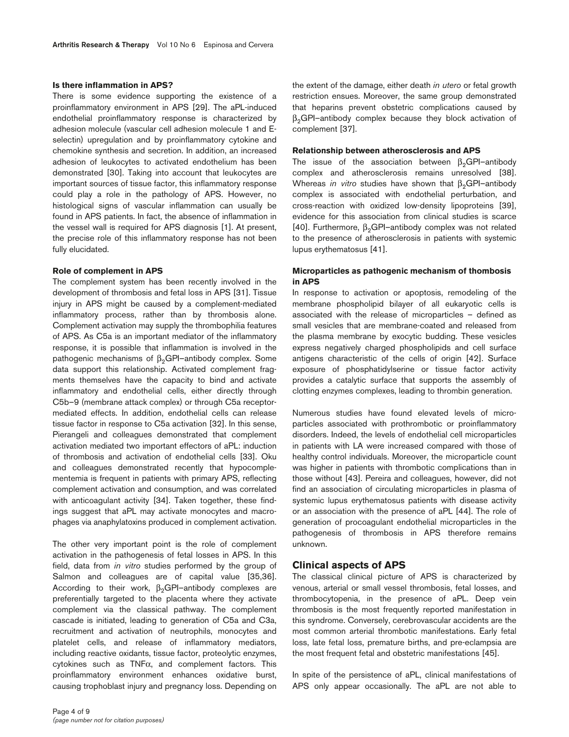### Is there inflammation in APS?

There is some evidence supporting the existence of a proinflammatory environment in APS [29]. The aPL-induced endothelial proinflammatory response is characterized by adhesion molecule (vascular cell adhesion molecule 1 and E-selectin) upregulation and by proinflammatory cytokine and chemokine synthesis and secretion. In addition, an increased adhesion of leukocytes to activated endothelium has been demonstrated [30]. Taking into account that leukocytes are important sources of tissue factor, this inflammatory response could play a role in the pathology of APS. However, no histological signs of vascular inflammation can usually be found in APS patients. In fact, the absence of inflammation in the vessel wall is required for APS diagnosis [1]. At present, the precise role of this inflammatory response has not been fully elucidated.

### Role of complement in APS

The complement system has been recently involved in the development of thrombosis and fetal loss in APS [31]. Tissue injury in APS might be caused by a complement-mediated inflammatory process, rather than by thrombosis alone. Complement activation may supply the thrombophilia features of APS. As C5a is an important mediator of the inflammatory response, it is possible that inflammation is involved in the pathogenic mechanisms of $\beta_2$GPI–antibody complex. Some data support this relationship. Activated complement fragments themselves have the capacity to bind and activate inflammatory and endothelial cells, either directly through C5b–9 (membrane attack complex) or through C5a receptor-mediated effects. In addition, endothelial cells can release tissue factor in response to C5a activation [32]. In this sense, Pierangeli and colleagues demonstrated that complement activation mediated two important effectors of aPL: induction of thrombosis and activation of endothelial cells [33]. Oku and colleagues demonstrated recently that hypocomplementemia is frequent in patients with primary APS, reflecting complement activation and consumption, and was correlated with anticoagulant activity [34]. Taken together, these findings suggest that aPL may activate monocytes and macrophages via anaphylatoxins produced in complement activation.

The other very important point is the role of complement activation in the pathogenesis of fetal losses in APS. In this field, data from *in vitro* studies performed by the group of Salmon and colleagues are of capital value [35,36]. According to their work, $\beta_2$GPI–antibody complexes are preferentially targeted to the placenta where they activate complement via the classical pathway. The complement cascade is initiated, leading to generation of C5a and C3a, recruitment and activation of neutrophils, monocytes and platelet cells, and release of inflammatory mediators, including reactive oxidants, tissue factor, proteolytic enzymes, cytokines such as TNF$\alpha$, and complement factors. This proinflammatory environment enhances oxidative burst, causing trophoblast injury and pregnancy loss. Depending on the extent of the damage, either death *in utero* or fetal growth restriction ensues. Moreover, the same group demonstrated that heparins prevent obstetric complications caused by $\beta_2$GPI–antibody complex because they block activation of complement [37].

### Relationship between atherosclerosis and APS

The issue of the association between $\beta_2$GPI–antibody complex and atherosclerosis remains unresolved [38]. Whereas *in vitro* studies have shown that $\beta_2$GPI–antibody complex is associated with endothelial perturbation, and cross-reaction with oxidized low-density lipoproteins [39], evidence for this association from clinical studies is scarce [40]. Furthermore, $\beta_2$GPI–antibody complex was not related to the presence of atherosclerosis in patients with systemic lupus erythematosus [41].

### Microparticles as pathogenic mechanism of thombosis in APS

In response to activation or apoptosis, remodeling of the membrane phospholipid bilayer of all eukaryotic cells is associated with the release of microparticles – defined as small vesicles that are membrane-coated and released from the plasma membrane by exocytic budding. These vesicles express negatively charged phospholipids and cell surface antigens characteristic of the cells of origin [42]. Surface exposure of phosphatidylserine or tissue factor activity provides a catalytic surface that supports the assembly of clotting enzymes complexes, leading to thrombin generation.

Numerous studies have found elevated levels of microparticles associated with prothrombotic or proinflammatory disorders. Indeed, the levels of endothelial cell microparticles in patients with LA were increased compared with those of healthy control individuals. Moreover, the microparticle count was higher in patients with thrombotic complications than in those without [43]. Pereira and colleagues, however, did not find an association of circulating microparticles in plasma of systemic lupus erythematosus patients with disease activity or an association with the presence of aPL [44]. The role of generation of procoagulant endothelial microparticles in the pathogenesis of thrombosis in APS therefore remains unknown.

## Clinical aspects of APS

The classical clinical picture of APS is characterized by venous, arterial or small vessel thrombosis, fetal losses, and thrombocytopenia, in the presence of aPL. Deep vein thrombosis is the most frequently reported manifestation in this syndrome. Conversely, cerebrovascular accidents are the most common arterial thrombotic manifestations. Early fetal loss, late fetal loss, premature births, and pre-eclampsia are the most frequent fetal and obstetric manifestations [45].

In spite of the persistence of aPL, clinical manifestations of APS only appear occasionally. The aPL are not able to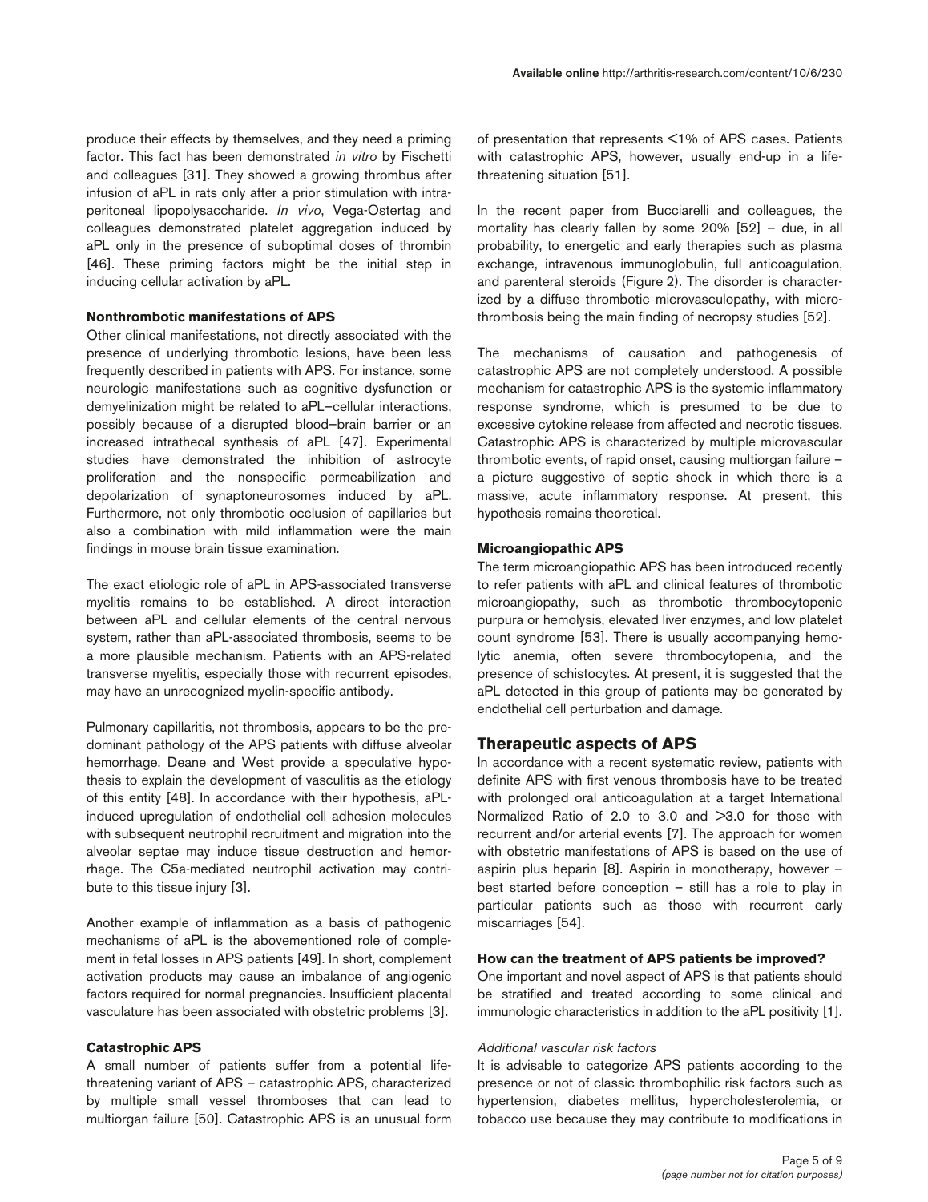produce their effects by themselves, and they need a priming factor. This fact has been demonstrated *in vitro* by Fischetti and colleagues [31]. They showed a growing thrombus after infusion of aPL in rats only after a prior stimulation with intraperitoneal lipopolysaccharide. *In vivo*, Vega-Ostertag and colleagues demonstrated platelet aggregation induced by aPL only in the presence of suboptimal doses of thrombin [46]. These priming factors might be the initial step in inducing cellular activation by aPL.

### Nonthrombotic manifestations of APS

Other clinical manifestations, not directly associated with the presence of underlying thrombotic lesions, have been less frequently described in patients with APS. For instance, some neurologic manifestations such as cognitive dysfunction or demyelinization might be related to aPL–cellular interactions, possibly because of a disrupted blood–brain barrier or an increased intrathecal synthesis of aPL [47]. Experimental studies have demonstrated the inhibition of astrocyte proliferation and the nonspecific permeabilization and depolarization of synaptoneurosomes induced by aPL. Furthermore, not only thrombotic occlusion of capillaries but also a combination with mild inflammation were the main findings in mouse brain tissue examination.

The exact etiologic role of aPL in APS-associated transverse myelitis remains to be established. A direct interaction between aPL and cellular elements of the central nervous system, rather than aPL-associated thrombosis, seems to be a more plausible mechanism. Patients with an APS-related transverse myelitis, especially those with recurrent episodes, may have an unrecognized myelin-specific antibody.

Pulmonary capillaritis, not thrombosis, appears to be the predominant pathology of the APS patients with diffuse alveolar hemorrhage. Deane and West provide a speculative hypothesis to explain the development of vasculitis as the etiology of this entity [48]. In accordance with their hypothesis, aPL-induced upregulation of endothelial cell adhesion molecules with subsequent neutrophil recruitment and migration into the alveolar septae may induce tissue destruction and hemorrhage. The C5a-mediated neutrophil activation may contribute to this tissue injury [3].

Another example of inflammation as a basis of pathogenic mechanisms of aPL is the abovementioned role of complement in fetal losses in APS patients [49]. In short, complement activation products may cause an imbalance of angiogenic factors required for normal pregnancies. Insufficient placental vasculature has been associated with obstetric problems [3].

### Catastrophic APS

A small number of patients suffer from a potential life-threatening variant of APS – catastrophic APS, characterized by multiple small vessel thromboses that can lead to multiorgan failure [50]. Catastrophic APS is an unusual form of presentation that represents <1% of APS cases. Patients with catastrophic APS, however, usually end-up in a life-threatening situation [51].

In the recent paper from Bucciarelli and colleagues, the mortality has clearly fallen by some 20% [52] – due, in all probability, to energetic and early therapies such as plasma exchange, intravenous immunoglobulin, full anticoagulation, and parenteral steroids (Figure 2). The disorder is characterized by a diffuse thrombotic microvasculopathy, with microthrombosis being the main finding of necropsy studies [52].

The mechanisms of causation and pathogenesis of catastrophic APS are not completely understood. A possible mechanism for catastrophic APS is the systemic inflammatory response syndrome, which is presumed to be due to excessive cytokine release from affected and necrotic tissues. Catastrophic APS is characterized by multiple microvascular thrombotic events, of rapid onset, causing multiorgan failure – a picture suggestive of septic shock in which there is a massive, acute inflammatory response. At present, this hypothesis remains theoretical.

### Microangiopathic APS

The term microangiopathic APS has been introduced recently to refer patients with aPL and clinical features of thrombotic microangiopathy, such as thrombotic thrombocytopenic purpura or hemolysis, elevated liver enzymes, and low platelet count syndrome [53]. There is usually accompanying hemolytic anemia, often severe thrombocytopenia, and the presence of schistocytes. At present, it is suggested that the aPL detected in this group of patients may be generated by endothelial cell perturbation and damage.

## Therapeutic aspects of APS

In accordance with a recent systematic review, patients with definite APS with first venous thrombosis have to be treated with prolonged oral anticoagulation at a target International Normalized Ratio of 2.0 to 3.0 and >3.0 for those with recurrent and/or arterial events [7]. The approach for women with obstetric manifestations of APS is based on the use of aspirin plus heparin [8]. Aspirin in monotherapy, however – best started before conception – still has a role to play in particular patients such as those with recurrent early miscarriages [54].

### How can the treatment of APS patients be improved?

One important and novel aspect of APS is that patients should be stratified and treated according to some clinical and immunologic characteristics in addition to the aPL positivity [1].

#### *Additional vascular risk factors*

It is advisable to categorize APS patients according to the presence or not of classic thrombophilic risk factors such as hypertension, diabetes mellitus, hypercholesterolemia, or tobacco use because they may contribute to modifications in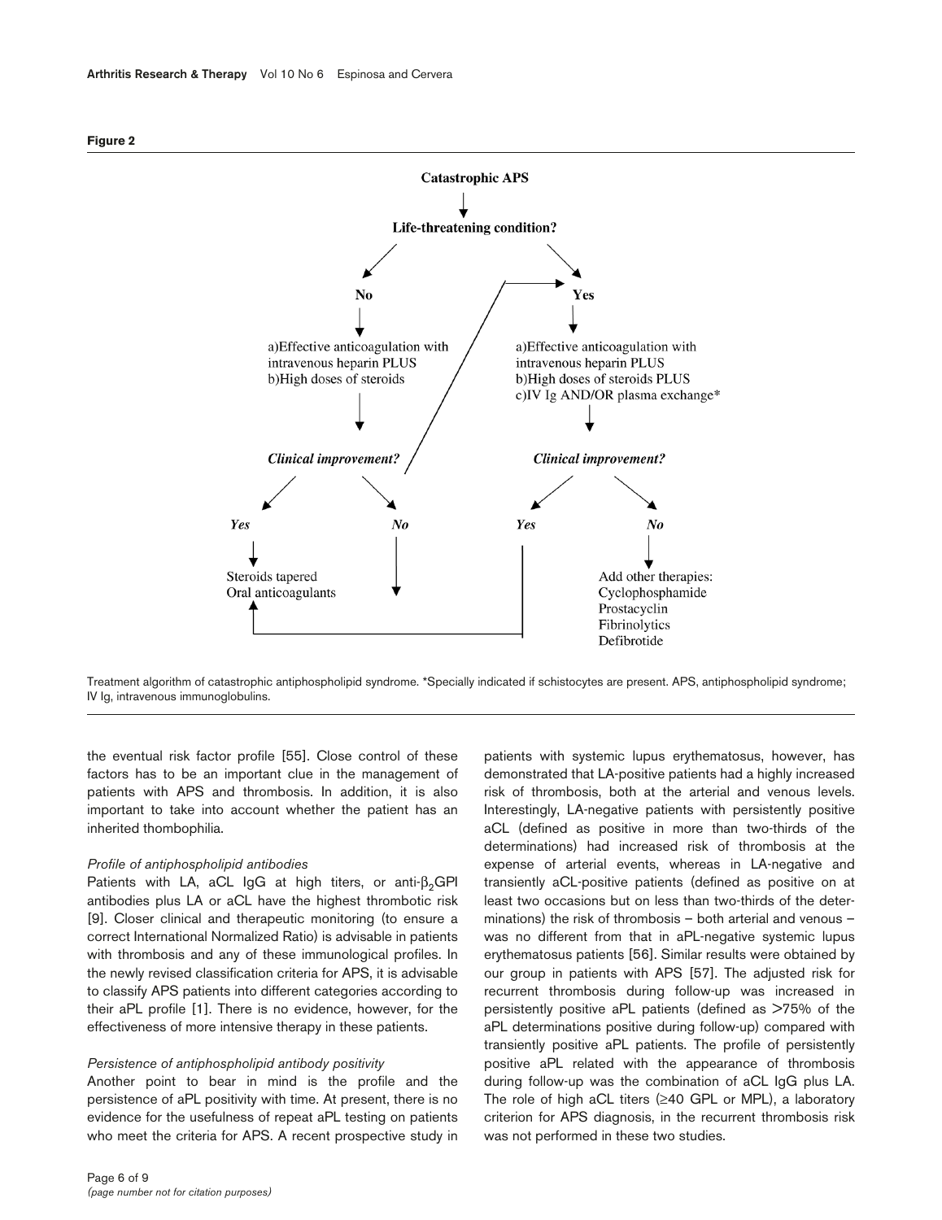**Figure 2**

Catastrophic APS → Life-threatening condition?

- **No**
  - a) Effective anticoagulation with intravenous heparin PLUS
  - b) High doses of steroids
  - *Clinical improvement?*
    - *Yes* → Steroids tapered; Oral anticoagulants
    - *No* → (to "Yes" branch)
- **Yes**
  - a) Effective anticoagulation with intravenous heparin PLUS
  - b) High doses of steroids PLUS
  - c) IV Ig AND/OR plasma exchange*
  - *Clinical improvement?*
    - *Yes* → Steroids tapered; Oral anticoagulants
    - *No* → Add other therapies: Cyclophosphamide, Prostacyclin, Fibrinolytics, Defibrotide

Treatment algorithm of catastrophic antiphospholipid syndrome. *Specially indicated if schistocytes are present. APS, antiphospholipid syndrome; IV Ig, intravenous immunoglobulins.

the eventual risk factor profile [55]. Close control of these factors has to be an important clue in the management of patients with APS and thrombosis. In addition, it is also important to take into account whether the patient has an inherited thombophilia.

*Profile of antiphospholipid antibodies*

Patients with LA, aCL IgG at high titers, or anti-$\beta_2$GPI antibodies plus LA or aCL have the highest thrombotic risk [9]. Closer clinical and therapeutic monitoring (to ensure a correct International Normalized Ratio) is advisable in patients with thrombosis and any of these immunological profiles. In the newly revised classification criteria for APS, it is advisable to classify APS patients into different categories according to their aPL profile [1]. There is no evidence, however, for the effectiveness of more intensive therapy in these patients.

*Persistence of antiphospholipid antibody positivity*

Another point to bear in mind is the profile and the persistence of aPL positivity with time. At present, there is no evidence for the usefulness of repeat aPL testing on patients who meet the criteria for APS. A recent prospective study in patients with systemic lupus erythematosus, however, has demonstrated that LA-positive patients had a highly increased risk of thrombosis, both at the arterial and venous levels. Interestingly, LA-negative patients with persistently positive aCL (defined as positive in more than two-thirds of the determinations) had increased risk of thrombosis at the expense of arterial events, whereas in LA-negative and transiently aCL-positive patients (defined as positive on at least two occasions but on less than two-thirds of the determinations) the risk of thrombosis – both arterial and venous – was no different from that in aPL-negative systemic lupus erythematosus patients [56]. Similar results were obtained by our group in patients with APS [57]. The adjusted risk for recurrent thrombosis during follow-up was increased in persistently positive aPL patients (defined as >75% of the aPL determinations positive during follow-up) compared with transiently positive aPL patients. The profile of persistently positive aPL related with the appearance of thrombosis during follow-up was the combination of aCL IgG plus LA. The role of high aCL titers (≥40 GPL or MPL), a laboratory criterion for APS diagnosis, in the recurrent thrombosis risk was not performed in these two studies.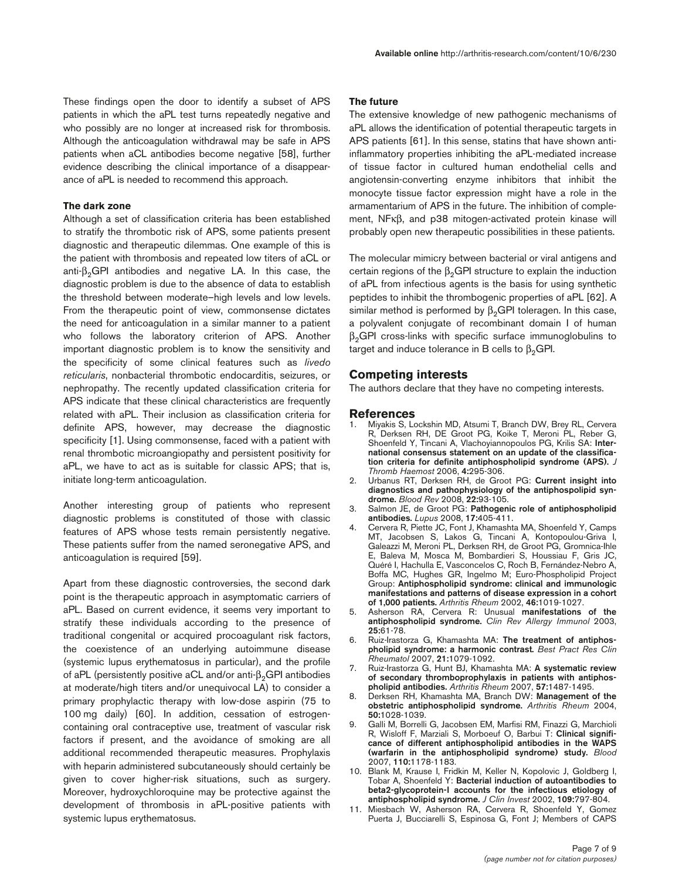These findings open the door to identify a subset of APS patients in which the aPL test turns repeatedly negative and who possibly are no longer at increased risk for thrombosis. Although the anticoagulation withdrawal may be safe in APS patients when aCL antibodies become negative [58], further evidence describing the clinical importance of a disappearance of aPL is needed to recommend this approach.

### The dark zone

Although a set of classification criteria has been established to stratify the thrombotic risk of APS, some patients present diagnostic and therapeutic dilemmas. One example of this is the patient with thrombosis and repeated low titers of aCL or anti-$\beta_2$GPI antibodies and negative LA. In this case, the diagnostic problem is due to the absence of data to establish the threshold between moderate–high levels and low levels. From the therapeutic point of view, commonsense dictates the need for anticoagulation in a similar manner to a patient who follows the laboratory criterion of APS. Another important diagnostic problem is to know the sensitivity and the specificity of some clinical features such as *livedo reticularis*, nonbacterial thrombotic endocarditis, seizures, or nephropathy. The recently updated classification criteria for APS indicate that these clinical characteristics are frequently related with aPL. Their inclusion as classification criteria for definite APS, however, may decrease the diagnostic specificity [1]. Using commonsense, faced with a patient with renal thrombotic microangiopathy and persistent positivity for aPL, we have to act as is suitable for classic APS; that is, initiate long-term anticoagulation.

Another interesting group of patients who represent diagnostic problems is constituted of those with classic features of APS whose tests remain persistently negative. These patients suffer from the named seronegative APS, and anticoagulation is required [59].

Apart from these diagnostic controversies, the second dark point is the therapeutic approach in asymptomatic carriers of aPL. Based on current evidence, it seems very important to stratify these individuals according to the presence of traditional congenital or acquired procoagulant risk factors, the coexistence of an underlying autoimmune disease (systemic lupus erythematosus in particular), and the profile of aPL (persistently positive aCL and/or anti-$\beta_2$GPI antibodies at moderate/high titers and/or unequivocal LA) to consider a primary prophylactic therapy with low-dose aspirin (75 to 100 mg daily) [60]. In addition, cessation of estrogen-containing oral contraceptive use, treatment of vascular risk factors if present, and the avoidance of smoking are all additional recommended therapeutic measures. Prophylaxis with heparin administered subcutaneously should certainly be given to cover higher-risk situations, such as surgery. Moreover, hydroxychloroquine may be protective against the development of thrombosis in aPL-positive patients with systemic lupus erythematosus.

### The future

The extensive knowledge of new pathogenic mechanisms of aPL allows the identification of potential therapeutic targets in APS patients [61]. In this sense, statins that have shown anti-inflammatory properties inhibiting the aPL-mediated increase of tissue factor in cultured human endothelial cells and angiotensin-converting enzyme inhibitors that inhibit the monocyte tissue factor expression might have a role in the armamentarium of APS in the future. The inhibition of complement, NF$\kappa\beta$, and p38 mitogen-activated protein kinase will probably open new therapeutic possibilities in these patients.

The molecular mimicry between bacterial or viral antigens and certain regions of the $\beta_2$GPI structure to explain the induction of aPL from infectious agents is the basis for using synthetic peptides to inhibit the thrombogenic properties of aPL [62]. A similar method is performed by $\beta_2$GPI toleragen. In this case, a polyvalent conjugate of recombinant domain I of human $\beta_2$GPI cross-links with specific surface immunoglobulins to target and induce tolerance in B cells to $\beta_2$GPI.

## Competing interests

The authors declare that they have no competing interests.

## References

1. Miyakis S, Lockshin MD, Atsumi T, Branch DW, Brey RL, Cervera R, Derksen RH, DE Groot PG, Koike T, Meroni PL, Reber G, Shoenfeld Y, Tincani A, Vlachoyiannopoulos PG, Krilis SA: **International consensus statement on an update of the classification criteria for definite antiphospholipid syndrome (APS).** *J Thromb Haemost* 2006, **4:**295-306.
2. Urbanus RT, Derksen RH, de Groot PG: **Current insight into diagnostics and pathophysiology of the antiphospolipid syndrome.** *Blood Rev* 2008, **22:**93-105.
3. Salmon JE, de Groot PG: **Pathogenic role of antiphospholipid antibodies.** *Lupus* 2008, **17:**405-411.
4. Cervera R, Piette JC, Font J, Khamashta MA, Shoenfeld Y, Camps MT, Jacobsen S, Lakos G, Tincani A, Kontopoulou-Griva I, Galeazzi M, Meroni PL, Derksen RH, de Groot PG, Gromnica-Ihle E, Baleva M, Mosca M, Bombardieri S, Houssiau F, Gris JC, Quéré I, Hachulla E, Vasconcelos C, Roch B, Fernández-Nebro A, Boffa MC, Hughes GR, Ingelmo M; Euro-Phospholipid Project Group: **Antiphospholipid syndrome: clinical and immunologic manifestations and patterns of disease expression in a cohort of 1,000 patients.** *Arthritis Rheum* 2002, **46:**1019-1027.
5. Asherson RA, Cervera R: Unusual **manifestations of the antiphospholipid syndrome.** *Clin Rev Allergy Immunol* 2003, **25:**61-78.
6. Ruiz-Irastorza G, Khamashta MA: **The treatment of antiphospholipid syndrome: a harmonic contrast.** *Best Pract Res Clin Rheumatol* 2007, **21:**1079-1092.
7. Ruiz-Irastorza G, Hunt BJ, Khamashta MA: **A systematic review of secondary thromboprophylaxis in patients with antiphospholipid antibodies.** *Arthritis Rheum* 2007, **57:**1487-1495.
8. Derksen RH, Khamashta MA, Branch DW: **Management of the obstetric antiphospholipid syndrome.** *Arthritis Rheum* 2004, **50:**1028-1039.
9. Galli M, Borrelli G, Jacobsen EM, Marfisi RM, Finazzi G, Marchioli R, Wisloff F, Marziali S, Morboeuf O, Barbui T: **Clinical significance of different antiphospholipid antibodies in the WAPS (warfarin in the antiphospholipid syndrome) study.** *Blood* 2007, **110:**1178-1183.
10. Blank M, Krause I, Fridkin M, Keller N, Kopolovic J, Goldberg I, Tobar A, Shoenfeld Y: **Bacterial induction of autoantibodies to beta2-glycoprotein-I accounts for the infectious etiology of antiphospholipid syndrome.** *J Clin Invest* 2002, **109:**797-804.
11. Miesbach W, Asherson RA, Cervera R, Shoenfeld Y, Gomez Puerta J, Bucciarelli S, Espinosa G, Font J; Members of CAPS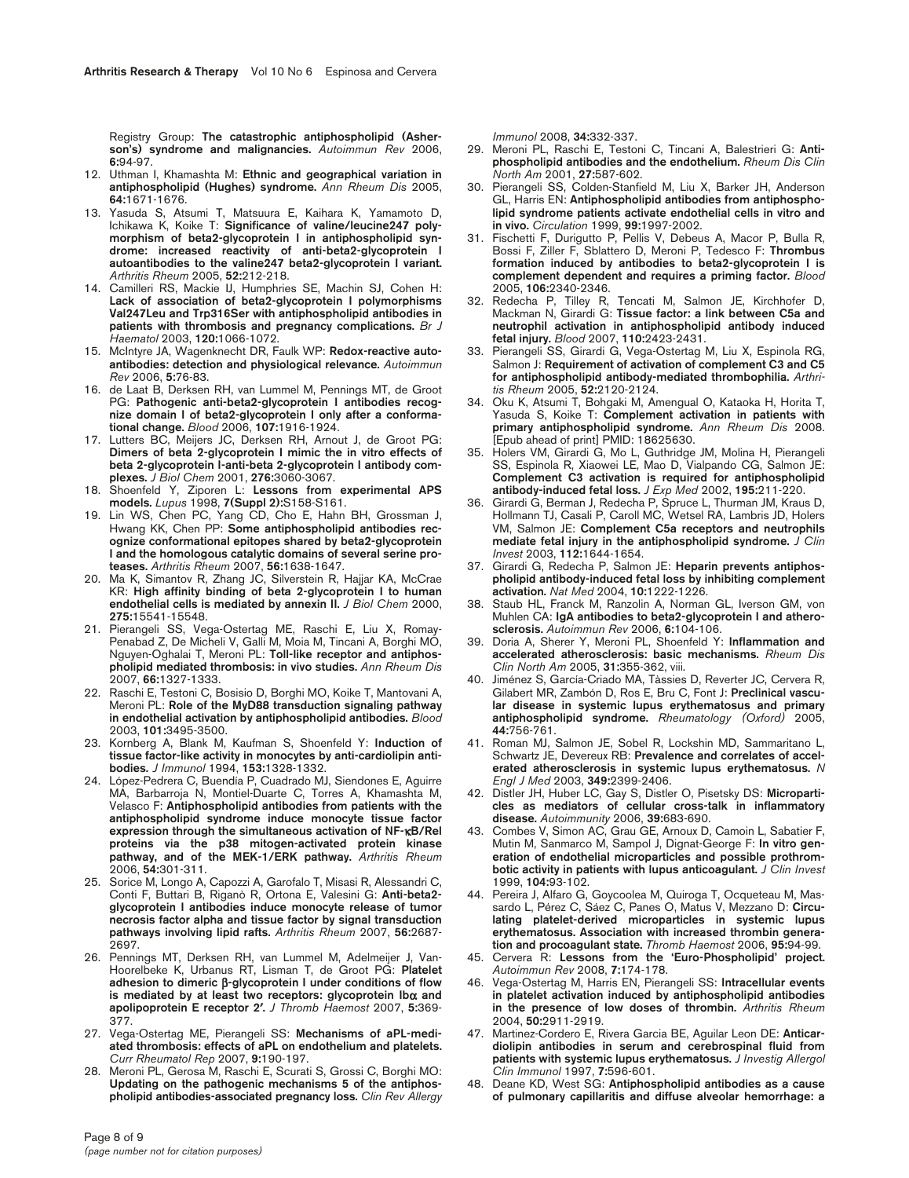Registry Group: **The catastrophic antiphospholipid (Asherson's) syndrome and malignancies.** *Autoimmun Rev* 2006, **6:**94-97.

12. Uthman I, Khamashta M: **Ethnic and geographical variation in antiphospholipid (Hughes) syndrome.** *Ann Rheum Dis* 2005, **64:**1671-1676.
13. Yasuda S, Atsumi T, Matsuura E, Kaihara K, Yamamoto D, Ichikawa K, Koike T: **Significance of valine/leucine247 polymorphism of beta2-glycoprotein I in antiphospholipid syndrome: increased reactivity of anti-beta2-glycoprotein I autoantibodies to the valine247 beta2-glycoprotein I variant.** *Arthritis Rheum* 2005, **52:**212-218.
14. Camilleri RS, Mackie IJ, Humphries SE, Machin SJ, Cohen H: **Lack of association of beta2-glycoprotein I polymorphisms Val247Leu and Trp316Ser with antiphospholipid antibodies in patients with thrombosis and pregnancy complications.** *Br J Haematol* 2003, **120:**1066-1072.
15. McIntyre JA, Wagenknecht DR, Faulk WP: **Redox-reactive autoantibodies: detection and physiological relevance.** *Autoimmun Rev* 2006, **5:**76-83.
16. de Laat B, Derksen RH, van Lummel M, Pennings MT, de Groot PG: **Pathogenic anti-beta2-glycoprotein I antibodies recognize domain I of beta2-glycoprotein I only after a conformational change.** *Blood* 2006, **107:**1916-1924.
17. Lutters BC, Meijers JC, Derksen RH, Arnout J, de Groot PG: **Dimers of beta 2-glycoprotein I mimic the in vitro effects of beta 2-glycoprotein I-anti-beta 2-glycoprotein I antibody complexes.** *J Biol Chem* 2001, **276:**3060-3067.
18. Shoenfeld Y, Ziporen L: **Lessons from experimental APS models.** *Lupus* 1998, **7(Suppl 2):**S158-S161.
19. Lin WS, Chen PC, Yang CD, Cho E, Hahn BH, Grossman J, Hwang KK, Chen PP: **Some antiphospholipid antibodies recognize conformational epitopes shared by beta2-glycoprotein I and the homologous catalytic domains of several serine proteases.** *Arthritis Rheum* 2007, **56:**1638-1647.
20. Ma K, Simantov R, Zhang JC, Silverstein R, Hajjar KA, McCrae KR: **High affinity binding of beta 2-glycoprotein I to human endothelial cells is mediated by annexin II.** *J Biol Chem* 2000, **275:**15541-15548.
21. Pierangeli SS, Vega-Ostertag ME, Raschi E, Liu X, Romay-Penabad Z, De Micheli V, Galli M, Moia M, Tincani A, Borghi MO, Nguyen-Oghalai T, Meroni PL: **Toll-like receptor and antiphospholipid mediated thrombosis: in vivo studies.** *Ann Rheum Dis* 2007, **66:**1327-1333.
22. Raschi E, Testoni C, Bosisio D, Borghi MO, Koike T, Mantovani A, Meroni PL: **Role of the MyD88 transduction signaling pathway in endothelial activation by antiphospholipid antibodies.** *Blood* 2003, **101:**3495-3500.
23. Kornberg A, Blank M, Kaufman S, Shoenfeld Y: **Induction of tissue factor-like activity in monocytes by anti-cardiolipin antibodies.** *J Immunol* 1994, **153:**1328-1332.
24. López-Pedrera C, Buendía P, Cuadrado MJ, Siendones E, Aguirre MA, Barbarroja N, Montiel-Duarte C, Torres A, Khamashta M, Velasco F: **Antiphospholipid antibodies from patients with the antiphospholipid syndrome induce monocyte tissue factor expression through the simultaneous activation of NF-κB/Rel proteins via the p38 mitogen-activated protein kinase pathway, and of the MEK-1/ERK pathway.** *Arthritis Rheum* 2006, **54:**301-311.
25. Sorice M, Longo A, Capozzi A, Garofalo T, Misasi R, Alessandri C, Conti F, Buttari B, Riganò R, Ortona E, Valesini G: **Anti-beta2-glycoprotein I antibodies induce monocyte release of tumor necrosis factor alpha and tissue factor by signal transduction pathways involving lipid rafts.** *Arthritis Rheum* 2007, **56:**2687-2697.
26. Pennings MT, Derksen RH, van Lummel M, Adelmeijer J, Van-Hoorelbeke K, Urbanus RT, Lisman T, de Groot PG: **Platelet adhesion to dimeric β-glycoprotein I under conditions of flow is mediated by at least two receptors: glycoprotein Ibα and apolipoprotein E receptor 2′.** *J Thromb Haemost* 2007, **5:**369-377.
27. Vega-Ostertag ME, Pierangeli SS: **Mechanisms of aPL-mediated thrombosis: effects of aPL on endothelium and platelets.** *Curr Rheumatol Rep* 2007, **9:**190-197.
28. Meroni PL, Gerosa M, Raschi E, Scurati S, Grossi C, Borghi MO: **Updating on the pathogenic mechanisms 5 of the antiphospholipid antibodies-associated pregnancy loss.** *Clin Rev Allergy Immunol* 2008, **34:**332-337.
29. Meroni PL, Raschi E, Testoni C, Tincani A, Balestrieri G: **Antiphospholipid antibodies and the endothelium.** *Rheum Dis Clin North Am* 2001, **27:**587-602.
30. Pierangeli SS, Colden-Stanfield M, Liu X, Barker JH, Anderson GL, Harris EN: **Antiphospholipid antibodies from antiphospholipid syndrome patients activate endothelial cells in vitro and in vivo.** *Circulation* 1999, **99:**1997-2002.
31. Fischetti F, Durigutto P, Pellis V, Debeus A, Macor P, Bulla R, Bossi F, Ziller F, Sblattero D, Meroni P, Tedesco F: **Thrombus formation induced by antibodies to beta2-glycoprotein I is complement dependent and requires a priming factor.** *Blood* 2005, **106:**2340-2346.
32. Redecha P, Tilley R, Tencati M, Salmon JE, Kirchhofer D, Mackman N, Girardi G: **Tissue factor: a link between C5a and neutrophil activation in antiphospholipid antibody induced fetal injury.** *Blood* 2007, **110:**2423-2431.
33. Pierangeli SS, Girardi G, Vega-Ostertag M, Liu X, Espinola RG, Salmon J: **Requirement of activation of complement C3 and C5 for antiphospholipid antibody-mediated thrombophilia.** *Arthritis Rheum* 2005, **52:**2120-2124.
34. Oku K, Atsumi T, Bohgaki M, Amengual O, Kataoka H, Horita T, Yasuda S, Koike T: **Complement activation in patients with primary antiphospholipid syndrome.** *Ann Rheum Dis* 2008. [Epub ahead of print] PMID: 18625630.
35. Holers VM, Girardi G, Mo L, Guthridge JM, Molina H, Pierangeli SS, Espinola R, Xiaowei LE, Mao D, Vialpando CG, Salmon JE: **Complement C3 activation is required for antiphospholipid antibody-induced fetal loss.** *J Exp Med* 2002, **195:**211-220.
36. Girardi G, Berman J, Redecha P, Spruce L, Thurman JM, Kraus D, Hollmann TJ, Casali P, Caroll MC, Wetsel RA, Lambris JD, Holers VM, Salmon JE: **Complement C5a receptors and neutrophils mediate fetal injury in the antiphospholipid syndrome.** *J Clin Invest* 2003, **112:**1644-1654.
37. Girardi G, Redecha P, Salmon JE: **Heparin prevents antiphospholipid antibody-induced fetal loss by inhibiting complement activation.** *Nat Med* 2004, **10:**1222-1226.
38. Staub HL, Franck M, Ranzolin A, Norman GL, Iverson GM, von Muhlen CA: **IgA antibodies to beta2-glycoprotein I and atherosclerosis.** *Autoimmun Rev* 2006, **6:**104-106.
39. Doria A, Sherer Y, Meroni PL, Shoenfeld Y: **Inflammation and accelerated atherosclerosis: basic mechanisms.** *Rheum Dis Clin North Am* 2005, **31:**355-362, viii.
40. Jiménez S, García-Criado MA, Tàssies D, Reverter JC, Cervera R, Gilabert MR, Zambón D, Ros E, Bru C, Font J: **Preclinical vascular disease in systemic lupus erythematosus and primary antiphospholipid syndrome.** *Rheumatology (Oxford)* 2005, **44:**756-761.
41. Roman MJ, Salmon JE, Sobel R, Lockshin MD, Sammaritano L, Schwartz JE, Devereux RB: **Prevalence and correlates of accelerated atherosclerosis in systemic lupus erythematosus.** *N Engl J Med* 2003, **349:**2399-2406.
42. Distler JH, Huber LC, Gay S, Distler O, Pisetsky DS: **Microparticles as mediators of cellular cross-talk in inflammatory disease.** *Autoimmunity* 2006, **39:**683-690.
43. Combes V, Simon AC, Grau GE, Arnoux D, Camoin L, Sabatier F, Mutin M, Sanmarco M, Sampol J, Dignat-George F: **In vitro generation of endothelial microparticles and possible prothrombotic activity in patients with lupus anticoagulant.** *J Clin Invest* 1999, **104:**93-102.
44. Pereira J, Alfaro G, Goycoolea M, Quiroga T, Ocqueteau M, Massardo L, Pérez C, Sáez C, Panes O, Matus V, Mezzano D: **Circulating platelet-derived microparticles in systemic lupus erythematosus. Association with increased thrombin generation and procoagulant state.** *Thromb Haemost* 2006, **95:**94-99.
45. Cervera R: **Lessons from the 'Euro-Phospholipid' project.** *Autoimmun Rev* 2008, **7:**174-178.
46. Vega-Ostertag M, Harris EN, Pierangeli SS: **Intracellular events in platelet activation induced by antiphospholipid antibodies in the presence of low doses of thrombin.** *Arthritis Rheum* 2004, **50:**2911-2919.
47. Martinez-Cordero E, Rivera Garcia BE, Aguilar Leon DE: **Anticardiolipin antibodies in serum and cerebrospinal fluid from patients with systemic lupus erythematosus.** *J Investig Allergol Clin Immunol* 1997, **7:**596-601.
48. Deane KD, West SG: **Antiphospholipid antibodies as a cause of pulmonary capillaritis and diffuse alveolar hemorrhage: a**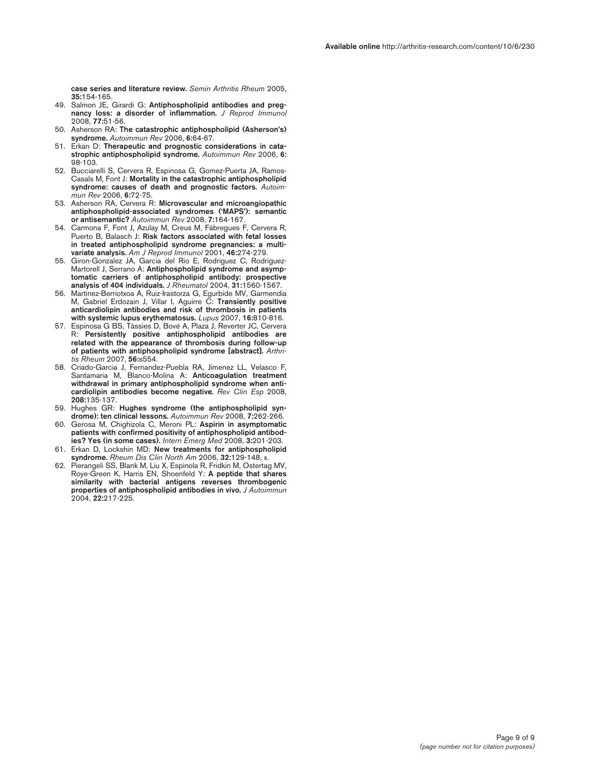case series and literature review. *Semin Arthritis Rheum* 2005, **35:**154-165.

49. Salmon JE, Girardi G: **Antiphospholipid antibodies and pregnancy loss: a disorder of inflammation.** *J Reprod Immunol* 2008, **77:**51-56.
50. Asherson RA: **The catastrophic antiphospholipid (Asherson's) syndrome.** *Autoimmun Rev* 2006, **6:**64-67.
51. Erkan D: **Therapeutic and prognostic considerations in catastrophic antiphospholipid syndrome.** *Autoimmun Rev* 2006, **6:** 98-103.
52. Bucciarelli S, Cervera R, Espinosa G, Gomez-Puerta JA, Ramos-Casals M, Font J: **Mortality in the catastrophic antiphospholipid syndrome: causes of death and prognostic factors.** *Autoimmun Rev* 2006, **6:**72-75.
53. Asherson RA, Cervera R: **Microvascular and microangiopathic antiphospholipid-associated syndromes ('MAPS'): semantic or antisemantic?** *Autoimmun Rev* 2008, **7:**164-167.
54. Carmona F, Font J, Azulay M, Creus M, Fábregues F, Cervera R, Puerto B, Balasch J: **Risk factors associated with fetal losses in treated antiphospholipid syndrome pregnancies: a multivariate analysis.** *Am J Reprod Immunol* 2001, **46:**274-279.
55. Giron-Gonzalez JA, Garcia del Rio E, Rodriguez C, Rodriguez-Martorell J, Serrano A: **Antiphospholipid syndrome and asymptomatic carriers of antiphospholipid antibody: prospective analysis of 404 individuals.** *J Rheumatol* 2004, **31:**1560-1567.
56. Martinez-Berriotxoa A, Ruiz-Irastorza G, Egurbide MV, Garmendia M, Gabriel Erdozain J, Villar I, Aguirre C: **Transiently positive anticardiolipin antibodies and risk of thrombosis in patients with systemic lupus erythematosus.** *Lupus* 2007, **16:**810-816.
57. Espinosa G BS, Tàssies D, Bové A, Plaza J, Reverter JC, Cervera R: **Persistently positive antiphospholipid antibodies are related with the appearance of thrombosis during follow-up of patients with antiphospholipid syndrome [abstract].** *Arthritis Rheum* 2007, **56:**s554.
58. Criado-Garcia J, Fernandez-Puebla RA, Jimenez LL, Velasco F, Santamaria M, Blanco-Molina A: **Anticoagulation treatment withdrawal in primary antiphospholipid syndrome when anticardiolipin antibodies become negative.** *Rev Clin Esp* 2008, **208:**135-137.
59. Hughes GR: **Hughes syndrome (the antiphospholipid syndrome): ten clinical lessons.** *Autoimmun Rev* 2008, **7:**262-266.
60. Gerosa M, Chighizola C, Meroni PL: **Aspirin in asymptomatic patients with confirmed positivity of antiphospholipid antibodies? Yes (in some cases).** *Intern Emerg Med* 2008, **3:**201-203.
61. Erkan D, Lockshin MD: **New treatments for antiphospholipid syndrome.** *Rheum Dis Clin North Am* 2006, **32:**129-148, x.
62. Pierangeli SS, Blank M, Liu X, Espinola R, Fridkin M, Ostertag MV, Roye-Green K, Harris EN, Shoenfeld Y: **A peptide that shares similarity with bacterial antigens reverses thrombogenic properties of antiphospholipid antibodies in vivo.** *J Autoimmun* 2004, **22:**217-225.